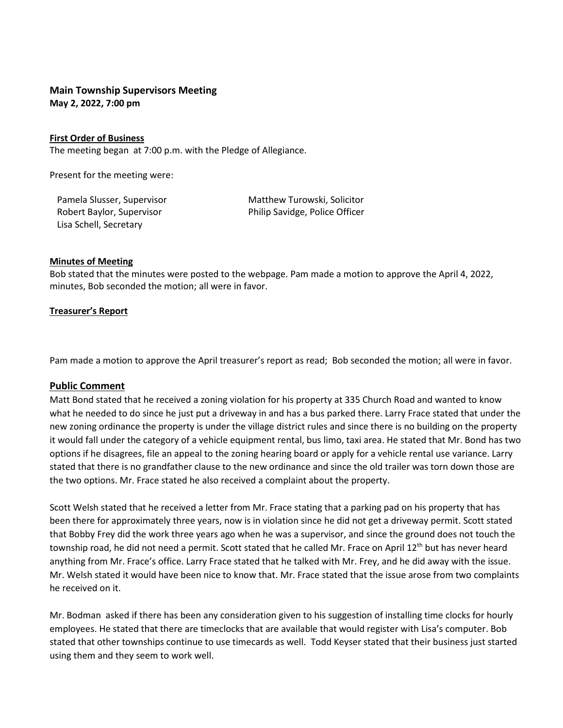**Main Township Supervisors Meeting**
**May 2, 2022, 7:00 pm**

**First Order of Business**

The meeting began at 7:00 p.m. with the Pledge of Allegiance.

Present for the meeting were:

Pamela Slusser, Supervisor
Robert Baylor, Supervisor
Lisa Schell, Secretary
Matthew Turowski, Solicitor
Philip Savidge, Police Officer

**Minutes of Meeting**

Bob stated that the minutes were posted to the webpage. Pam made a motion to approve the April 4, 2022, minutes, Bob seconded the motion; all were in favor.

**Treasurer's Report**

Pam made a motion to approve the April treasurer's report as read; Bob seconded the motion; all were in favor.

## Public Comment

Matt Bond stated that he received a zoning violation for his property at 335 Church Road and wanted to know what he needed to do since he just put a driveway in and has a bus parked there. Larry Frace stated that under the new zoning ordinance the property is under the village district rules and since there is no building on the property it would fall under the category of a vehicle equipment rental, bus limo, taxi area. He stated that Mr. Bond has two options if he disagrees, file an appeal to the zoning hearing board or apply for a vehicle rental use variance. Larry stated that there is no grandfather clause to the new ordinance and since the old trailer was torn down those are the two options. Mr. Frace stated he also received a complaint about the property.

Scott Welsh stated that he received a letter from Mr. Frace stating that a parking pad on his property that has been there for approximately three years, now is in violation since he did not get a driveway permit. Scott stated that Bobby Frey did the work three years ago when he was a supervisor, and since the ground does not touch the township road, he did not need a permit. Scott stated that he called Mr. Frace on April 12th but has never heard anything from Mr. Frace's office. Larry Frace stated that he talked with Mr. Frey, and he did away with the issue. Mr. Welsh stated it would have been nice to know that. Mr. Frace stated that the issue arose from two complaints he received on it.

Mr. Bodman asked if there has been any consideration given to his suggestion of installing time clocks for hourly employees. He stated that there are timeclocks that are available that would register with Lisa's computer. Bob stated that other townships continue to use timecards as well. Todd Keyser stated that their business just started using them and they seem to work well.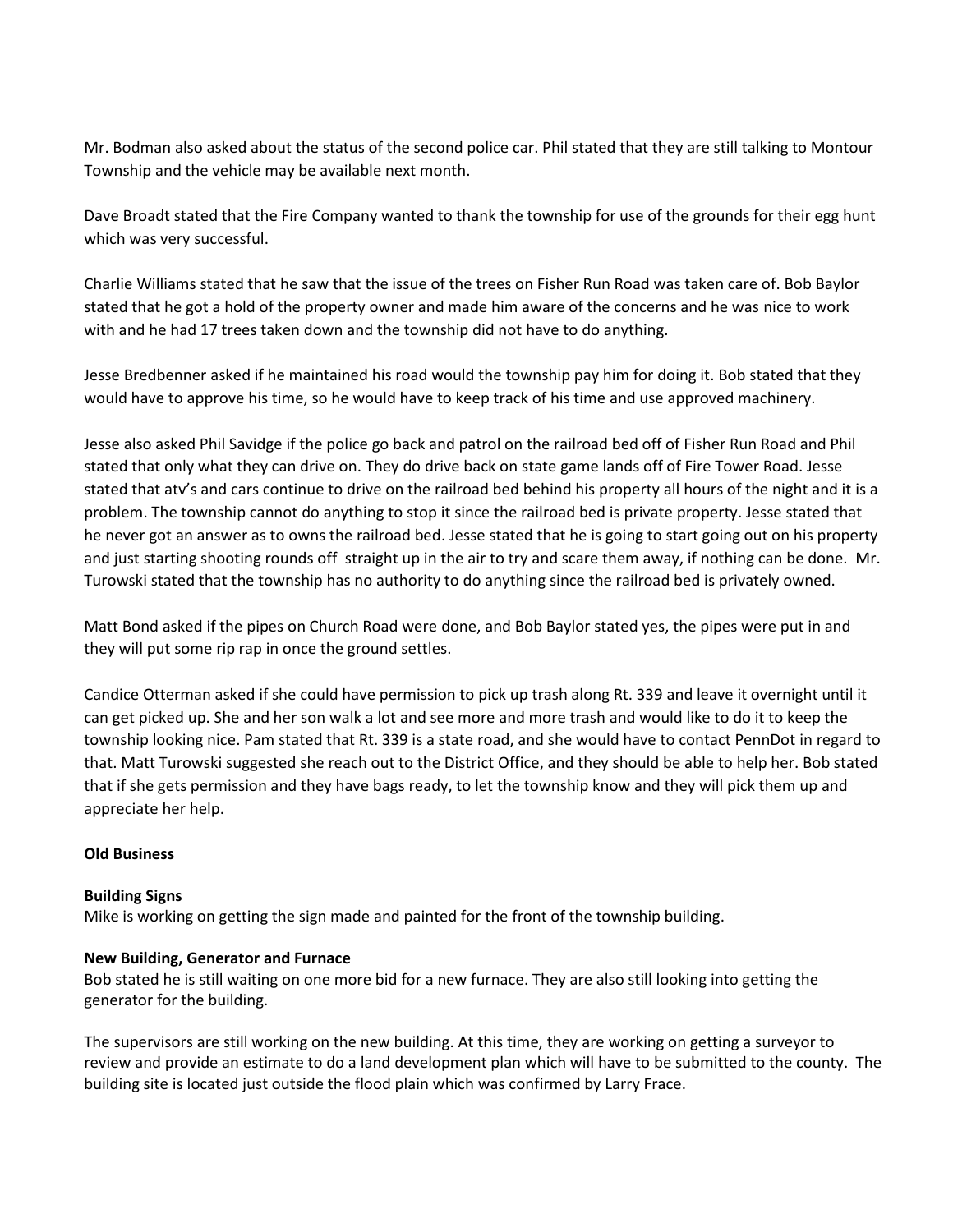Mr. Bodman also asked about the status of the second police car. Phil stated that they are still talking to Montour Township and the vehicle may be available next month.

Dave Broadt stated that the Fire Company wanted to thank the township for use of the grounds for their egg hunt which was very successful.

Charlie Williams stated that he saw that the issue of the trees on Fisher Run Road was taken care of. Bob Baylor stated that he got a hold of the property owner and made him aware of the concerns and he was nice to work with and he had 17 trees taken down and the township did not have to do anything.

Jesse Bredbenner asked if he maintained his road would the township pay him for doing it. Bob stated that they would have to approve his time, so he would have to keep track of his time and use approved machinery.

Jesse also asked Phil Savidge if the police go back and patrol on the railroad bed off of Fisher Run Road and Phil stated that only what they can drive on. They do drive back on state game lands off of Fire Tower Road. Jesse stated that atv's and cars continue to drive on the railroad bed behind his property all hours of the night and it is a problem. The township cannot do anything to stop it since the railroad bed is private property. Jesse stated that he never got an answer as to owns the railroad bed. Jesse stated that he is going to start going out on his property and just starting shooting rounds off straight up in the air to try and scare them away, if nothing can be done. Mr. Turowski stated that the township has no authority to do anything since the railroad bed is privately owned.

Matt Bond asked if the pipes on Church Road were done, and Bob Baylor stated yes, the pipes were put in and they will put some rip rap in once the ground settles.

Candice Otterman asked if she could have permission to pick up trash along Rt. 339 and leave it overnight until it can get picked up. She and her son walk a lot and see more and more trash and would like to do it to keep the township looking nice. Pam stated that Rt. 339 is a state road, and she would have to contact PennDot in regard to that. Matt Turowski suggested she reach out to the District Office, and they should be able to help her. Bob stated that if she gets permission and they have bags ready, to let the township know and they will pick them up and appreciate her help.

## Old Business

**Building Signs**
Mike is working on getting the sign made and painted for the front of the township building.

**New Building, Generator and Furnace**
Bob stated he is still waiting on one more bid for a new furnace. They are also still looking into getting the generator for the building.

The supervisors are still working on the new building. At this time, they are working on getting a surveyor to review and provide an estimate to do a land development plan which will have to be submitted to the county. The building site is located just outside the flood plain which was confirmed by Larry Frace.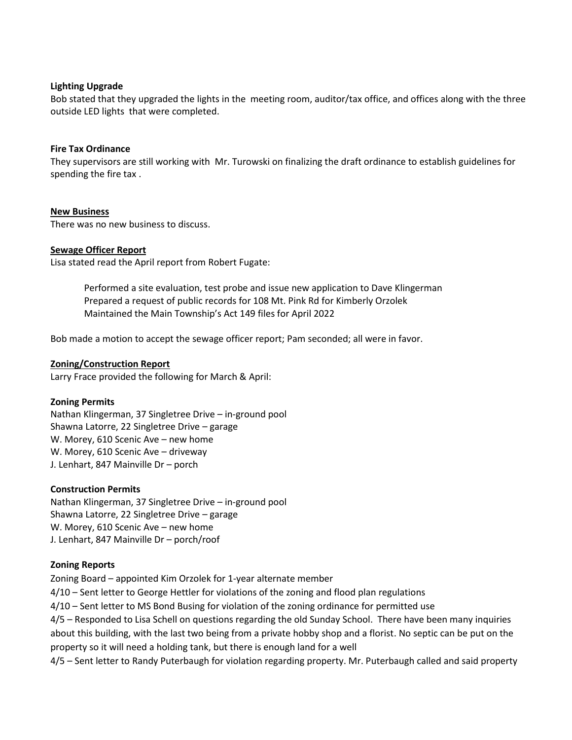**Lighting Upgrade**

Bob stated that they upgraded the lights in the meeting room, auditor/tax office, and offices along with the three outside LED lights that were completed.

**Fire Tax Ordinance**

They supervisors are still working with Mr. Turowski on finalizing the draft ordinance to establish guidelines for spending the fire tax .

**New Business**

There was no new business to discuss.

**Sewage Officer Report**

Lisa stated read the April report from Robert Fugate:

> Performed a site evaluation, test probe and issue new application to Dave Klingerman
> Prepared a request of public records for 108 Mt. Pink Rd for Kimberly Orzolek
> Maintained the Main Township's Act 149 files for April 2022

Bob made a motion to accept the sewage officer report; Pam seconded; all were in favor.

**Zoning/Construction Report**

Larry Frace provided the following for March & April:

**Zoning Permits**

Nathan Klingerman, 37 Singletree Drive – in-ground pool
Shawna Latorre, 22 Singletree Drive – garage
W. Morey, 610 Scenic Ave – new home
W. Morey, 610 Scenic Ave – driveway
J. Lenhart, 847 Mainville Dr – porch

**Construction Permits**

Nathan Klingerman, 37 Singletree Drive – in-ground pool
Shawna Latorre, 22 Singletree Drive – garage
W. Morey, 610 Scenic Ave – new home
J. Lenhart, 847 Mainville Dr – porch/roof

**Zoning Reports**

Zoning Board – appointed Kim Orzolek for 1-year alternate member
4/10 – Sent letter to George Hettler for violations of the zoning and flood plan regulations
4/10 – Sent letter to MS Bond Busing for violation of the zoning ordinance for permitted use
4/5 – Responded to Lisa Schell on questions regarding the old Sunday School. There have been many inquiries about this building, with the last two being from a private hobby shop and a florist. No septic can be put on the property so it will need a holding tank, but there is enough land for a well
4/5 – Sent letter to Randy Puterbaugh for violation regarding property. Mr. Puterbaugh called and said property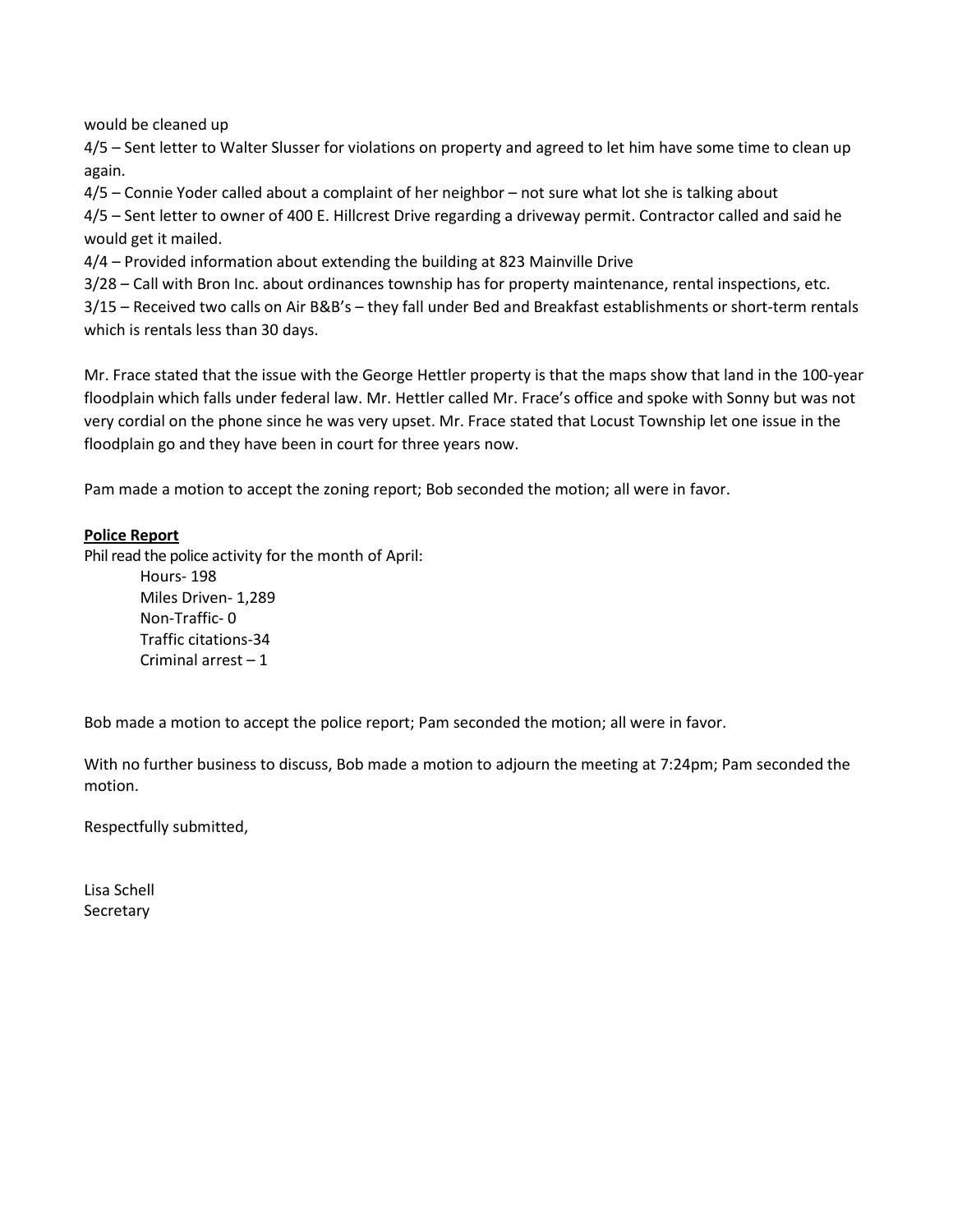would be cleaned up

4/5 – Sent letter to Walter Slusser for violations on property and agreed to let him have some time to clean up again.

4/5 – Connie Yoder called about a complaint of her neighbor – not sure what lot she is talking about

4/5 – Sent letter to owner of 400 E. Hillcrest Drive regarding a driveway permit. Contractor called and said he would get it mailed.

4/4 – Provided information about extending the building at 823 Mainville Drive

3/28 – Call with Bron Inc. about ordinances township has for property maintenance, rental inspections, etc.

3/15 – Received two calls on Air B&B's – they fall under Bed and Breakfast establishments or short-term rentals which is rentals less than 30 days.

Mr. Frace stated that the issue with the George Hettler property is that the maps show that land in the 100-year floodplain which falls under federal law. Mr. Hettler called Mr. Frace's office and spoke with Sonny but was not very cordial on the phone since he was very upset. Mr. Frace stated that Locust Township let one issue in the floodplain go and they have been in court for three years now.

Pam made a motion to accept the zoning report; Bob seconded the motion; all were in favor.

**Police Report**

Phil read the police activity for the month of April:

- Hours- 198
- Miles Driven- 1,289
- Non-Traffic- 0
- Traffic citations-34
- Criminal arrest – 1

Bob made a motion to accept the police report; Pam seconded the motion; all were in favor.

With no further business to discuss, Bob made a motion to adjourn the meeting at 7:24pm; Pam seconded the motion.

Respectfully submitted,

Lisa Schell
Secretary